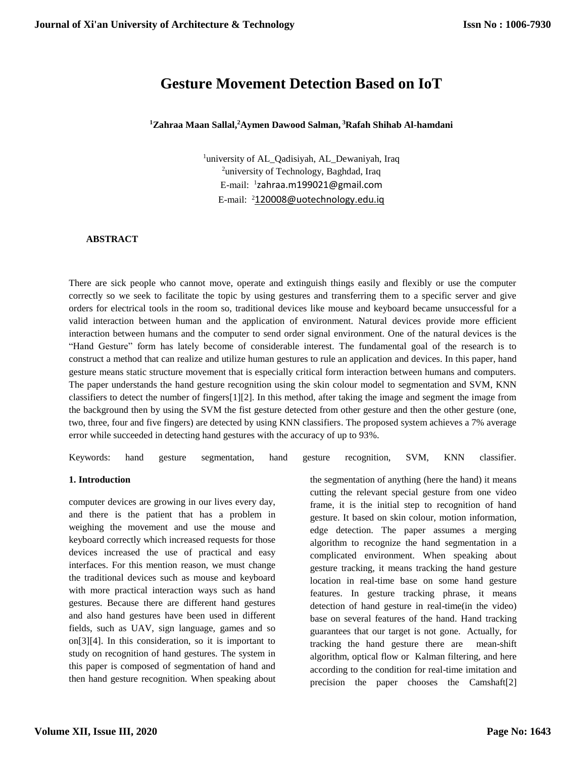# Gesture Movement Detection Based on IoT

**[1]Zahraa Maan Sallal,[2]Aymen Dawood Salman, [3]Rafah Shihab Al-hamdani**

[1]university of AL_Qadisiyah, AL_Dewaniyah, Iraq
[2]university of Technology, Baghdad, Iraq
E-mail: [1]zahraa.m199021@gmail.com
E-mail: [2]120008@uotechnology.edu.iq

**ABSTRACT**

There are sick people who cannot move, operate and extinguish things easily and flexibly or use the computer correctly so we seek to facilitate the topic by using gestures and transferring them to a specific server and give orders for electrical tools in the room so, traditional devices like mouse and keyboard became unsuccessful for a valid interaction between human and the application of environment. Natural devices provide more efficient interaction between humans and the computer to send order signal environment. One of the natural devices is the "Hand Gesture" form has lately become of considerable interest. The fundamental goal of the research is to construct a method that can realize and utilize human gestures to rule an application and devices. In this paper, hand gesture means static structure movement that is especially critical form interaction between humans and computers. The paper understands the hand gesture recognition using the skin colour model to segmentation and SVM, KNN classifiers to detect the number of fingers[1][2]. In this method, after taking the image and segment the image from the background then by using the SVM the fist gesture detected from other gesture and then the other gesture (one, two, three, four and five fingers) are detected by using KNN classifiers. The proposed system achieves a 7% average error while succeeded in detecting hand gestures with the accuracy of up to 93%.

Keywords: hand gesture segmentation, hand gesture recognition, SVM, KNN classifier.

**1. Introduction**

computer devices are growing in our lives every day, and there is the patient that has a problem in weighing the movement and use the mouse and keyboard correctly which increased requests for those devices increased the use of practical and easy interfaces. For this mention reason, we must change the traditional devices such as mouse and keyboard with more practical interaction ways such as hand gestures. Because there are different hand gestures and also hand gestures have been used in different fields, such as UAV, sign language, games and so on[3][4]. In this consideration, so it is important to study on recognition of hand gestures. The system in this paper is composed of segmentation of hand and then hand gesture recognition. When speaking about the segmentation of anything (here the hand) it means cutting the relevant special gesture from one video frame, it is the initial step to recognition of hand gesture. It based on skin colour, motion information, edge detection. The paper assumes a merging algorithm to recognize the hand segmentation in a complicated environment. When speaking about gesture tracking, it means tracking the hand gesture location in real-time base on some hand gesture features. In gesture tracking phrase, it means detection of hand gesture in real-time(in the video) base on several features of the hand. Hand tracking guarantees that our target is not gone. Actually, for tracking the hand gesture there are mean-shift algorithm, optical flow or Kalman filtering, and here according to the condition for real-time imitation and precision the paper chooses the Camshaft[2]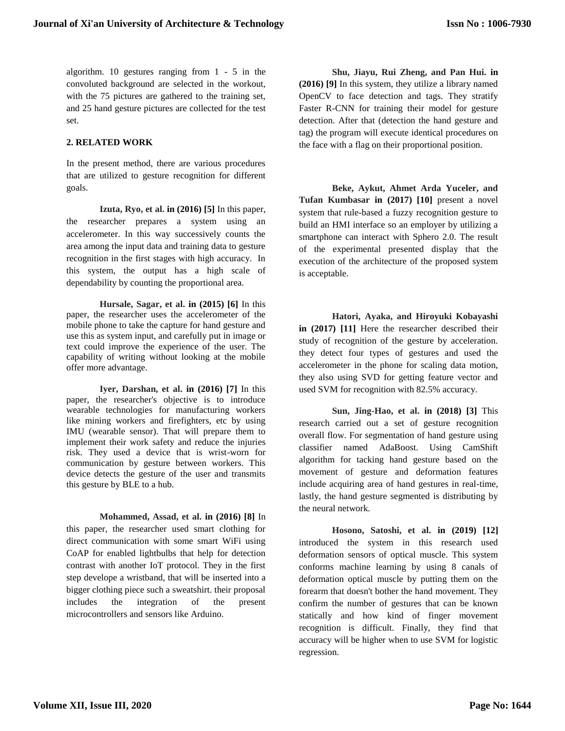algorithm. 10 gestures ranging from 1 - 5 in the convoluted background are selected in the workout, with the 75 pictures are gathered to the training set, and 25 hand gesture pictures are collected for the test set.

## 2. RELATED WORK

In the present method, there are various procedures that are utilized to gesture recognition for different goals.

**Izuta, Ryo, et al. in (2016) [5]** In this paper, the researcher prepares a system using an accelerometer. In this way successively counts the area among the input data and training data to gesture recognition in the first stages with high accuracy. In this system, the output has a high scale of dependability by counting the proportional area.

**Hursale, Sagar, et al. in (2015) [6]** In this paper, the researcher uses the accelerometer of the mobile phone to take the capture for hand gesture and use this as system input, and carefully put in image or text could improve the experience of the user. The capability of writing without looking at the mobile offer more advantage.

**Iyer, Darshan, et al. in (2016) [7]** In this paper, the researcher's objective is to introduce wearable technologies for manufacturing workers like mining workers and firefighters, etc by using IMU (wearable sensor). That will prepare them to implement their work safety and reduce the injuries risk. They used a device that is wrist-worn for communication by gesture between workers. This device detects the gesture of the user and transmits this gesture by BLE to a hub.

**Mohammed, Assad, et al. in (2016) [8]** In this paper, the researcher used smart clothing for direct communication with some smart WiFi using CoAP for enabled lightbulbs that help for detection contrast with another IoT protocol. They in the first step develope a wristband, that will be inserted into a bigger clothing piece such a sweatshirt. their proposal includes the integration of the present microcontrollers and sensors like Arduino.

**Shu, Jiayu, Rui Zheng, and Pan Hui. in (2016) [9]** In this system, they utilize a library named OpenCV to face detection and tags. They stratify Faster R-CNN for training their model for gesture detection. After that (detection the hand gesture and tag) the program will execute identical procedures on the face with a flag on their proportional position.

**Beke, Aykut, Ahmet Arda Yuceler, and Tufan Kumbasar in (2017) [10]** present a novel system that rule-based a fuzzy recognition gesture to build an HMI interface so an employer by utilizing a smartphone can interact with Sphero 2.0. The result of the experimental presented display that the execution of the architecture of the proposed system is acceptable.

**Hatori, Ayaka, and Hiroyuki Kobayashi in (2017) [11]** Here the researcher described their study of recognition of the gesture by acceleration. they detect four types of gestures and used the accelerometer in the phone for scaling data motion, they also using SVD for getting feature vector and used SVM for recognition with 82.5% accuracy.

**Sun, Jing-Hao, et al. in (2018) [3]** This research carried out a set of gesture recognition overall flow. For segmentation of hand gesture using classifier named AdaBoost. Using CamShift algorithm for tacking hand gesture based on the movement of gesture and deformation features include acquiring area of hand gestures in real-time, lastly, the hand gesture segmented is distributing by the neural network.

**Hosono, Satoshi, et al. in (2019) [12]** introduced the system in this research used deformation sensors of optical muscle. This system conforms machine learning by using 8 canals of deformation optical muscle by putting them on the forearm that doesn't bother the hand movement. They confirm the number of gestures that can be known statically and how kind of finger movement recognition is difficult. Finally, they find that accuracy will be higher when to use SVM for logistic regression.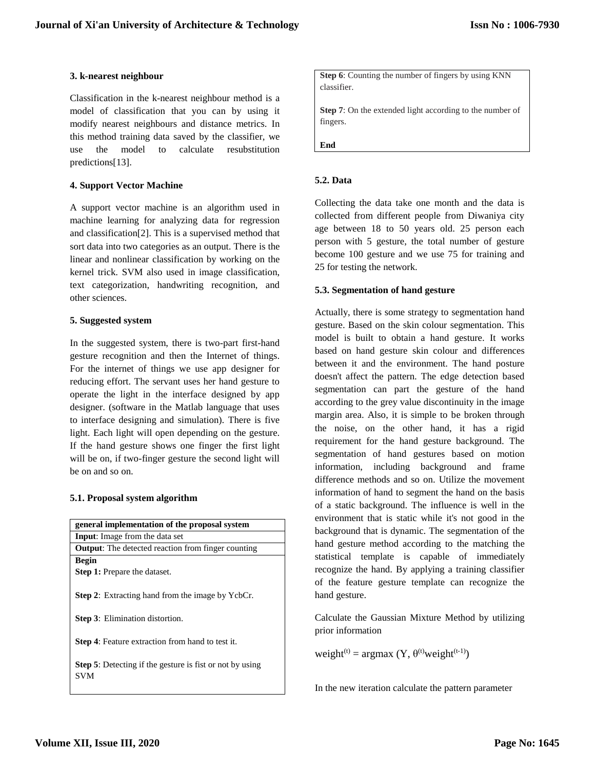### 3. k-nearest neighbour

Classification in the k-nearest neighbour method is a model of classification that you can by using it modify nearest neighbours and distance metrics. In this method training data saved by the classifier, we use the model to calculate resubstitution predictions[13].

### 4. Support Vector Machine

A support vector machine is an algorithm used in machine learning for analyzing data for regression and classification[2]. This is a supervised method that sort data into two categories as an output. There is the linear and nonlinear classification by working on the kernel trick. SVM also used in image classification, text categorization, handwriting recognition, and other sciences.

### 5. Suggested system

In the suggested system, there is two-part first-hand gesture recognition and then the Internet of things. For the internet of things we use app designer for reducing effort. The servant uses her hand gesture to operate the light in the interface designed by app designer. (software in the Matlab language that uses to interface designing and simulation). There is five light. Each light will open depending on the gesture. If the hand gesture shows one finger the first light will be on, if two-finger gesture the second light will be on and so on.

#### 5.1. Proposal system algorithm

| **general implementation of the proposal system** |
|---|
| **Input**: Image from the data set |
| **Output**: The detected reaction from finger counting |
| **Begin**<br>**Step 1:** Prepare the dataset.<br>**Step 2**: Extracting hand from the image by YcbCr.<br>**Step 3**: Elimination distortion.<br>**Step 4**: Feature extraction from hand to test it.<br>**Step 5**: Detecting if the gesture is fist or not by using SVM<br>**Step 6**: Counting the number of fingers by using KNN classifier.<br>**Step 7**: On the extended light according to the number of fingers.<br>**End** |

#### 5.2. Data

Collecting the data take one month and the data is collected from different people from Diwaniya city age between 18 to 50 years old. 25 person each person with 5 gesture, the total number of gesture become 100 gesture and we use 75 for training and 25 for testing the network.

#### 5.3. Segmentation of hand gesture

Actually, there is some strategy to segmentation hand gesture. Based on the skin colour segmentation. This model is built to obtain a hand gesture. It works based on hand gesture skin colour and differences between it and the environment. The hand posture doesn't affect the pattern. The edge detection based segmentation can part the gesture of the hand according to the grey value discontinuity in the image margin area. Also, it is simple to be broken through the noise, on the other hand, it has a rigid requirement for the hand gesture background. The segmentation of hand gestures based on motion information, including background and frame difference methods and so on. Utilize the movement information of hand to segment the hand on the basis of a static background. The influence is well in the environment that is static while it's not good in the background that is dynamic. The segmentation of the hand gesture method according to the matching the statistical template is capable of immediately recognize the hand. By applying a training classifier of the feature gesture template can recognize the hand gesture.

Calculate the Gaussian Mixture Method by utilizing prior information

$$weight^{(t)} = \text{argmax}\ (Y, \theta^{(t)} weight^{(t-1)})$$

In the new iteration calculate the pattern parameter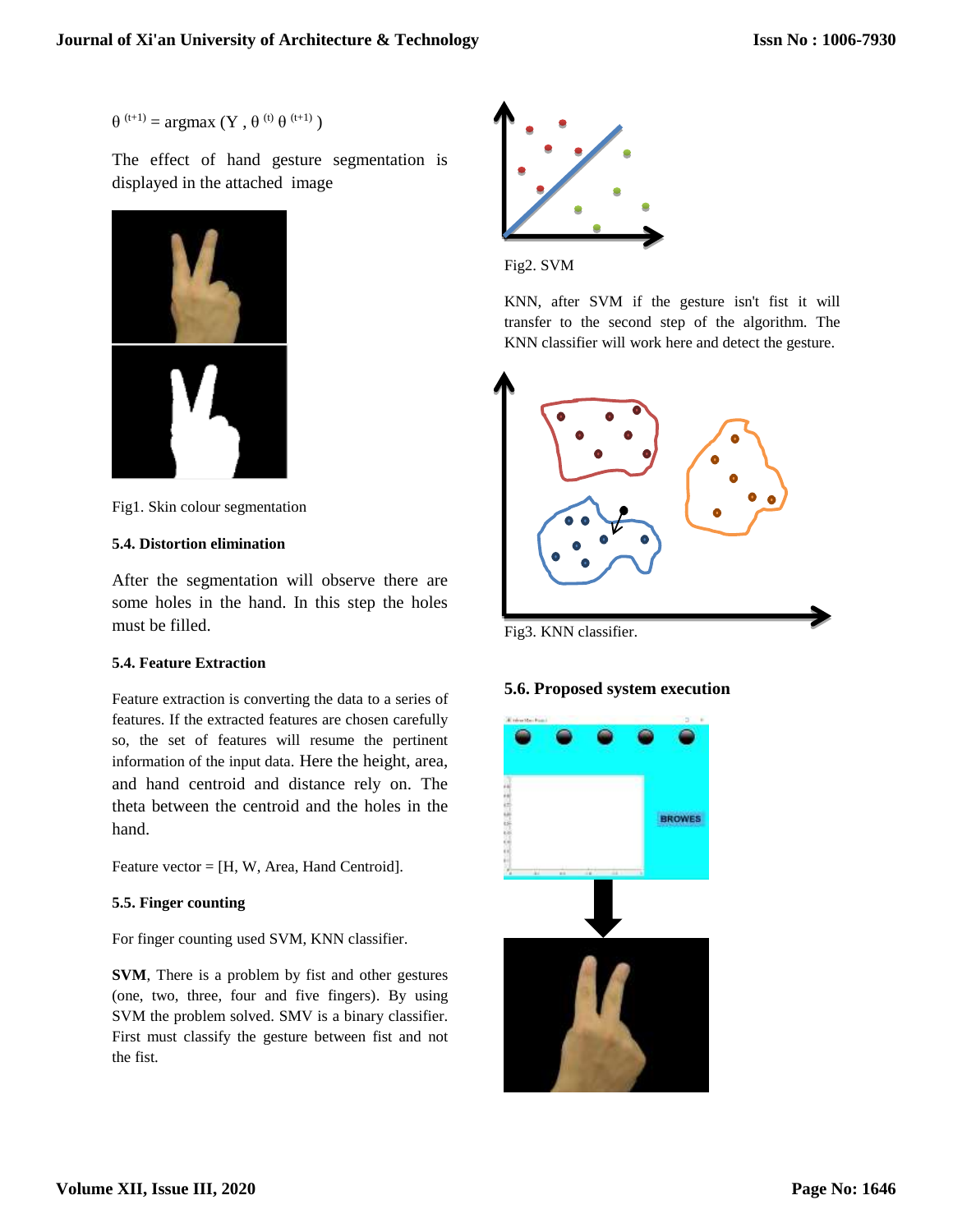$\theta^{(t+1)} = \text{argmax}(Y, \theta^{(t)} \theta^{(t+1)})$

The effect of hand gesture segmentation is displayed in the attached image

Fig1. Skin colour segmentation

### 5.4. Distortion elimination

After the segmentation will observe there are some holes in the hand. In this step the holes must be filled.

### 5.4. Feature Extraction

Feature extraction is converting the data to a series of features. If the extracted features are chosen carefully so, the set of features will resume the pertinent information of the input data. Here the height, area, and hand centroid and distance rely on. The theta between the centroid and the holes in the hand.

Feature vector = [H, W, Area, Hand Centroid].

### 5.5. Finger counting

For finger counting used SVM, KNN classifier.

**SVM**, There is a problem by fist and other gestures (one, two, three, four and five fingers). By using SVM the problem solved. SMV is a binary classifier. First must classify the gesture between fist and not the fist.

Fig2. SVM

KNN, after SVM if the gesture isn't fist it will transfer to the second step of the algorithm. The KNN classifier will work here and detect the gesture.

Fig3. KNN classifier.

### 5.6. Proposed system execution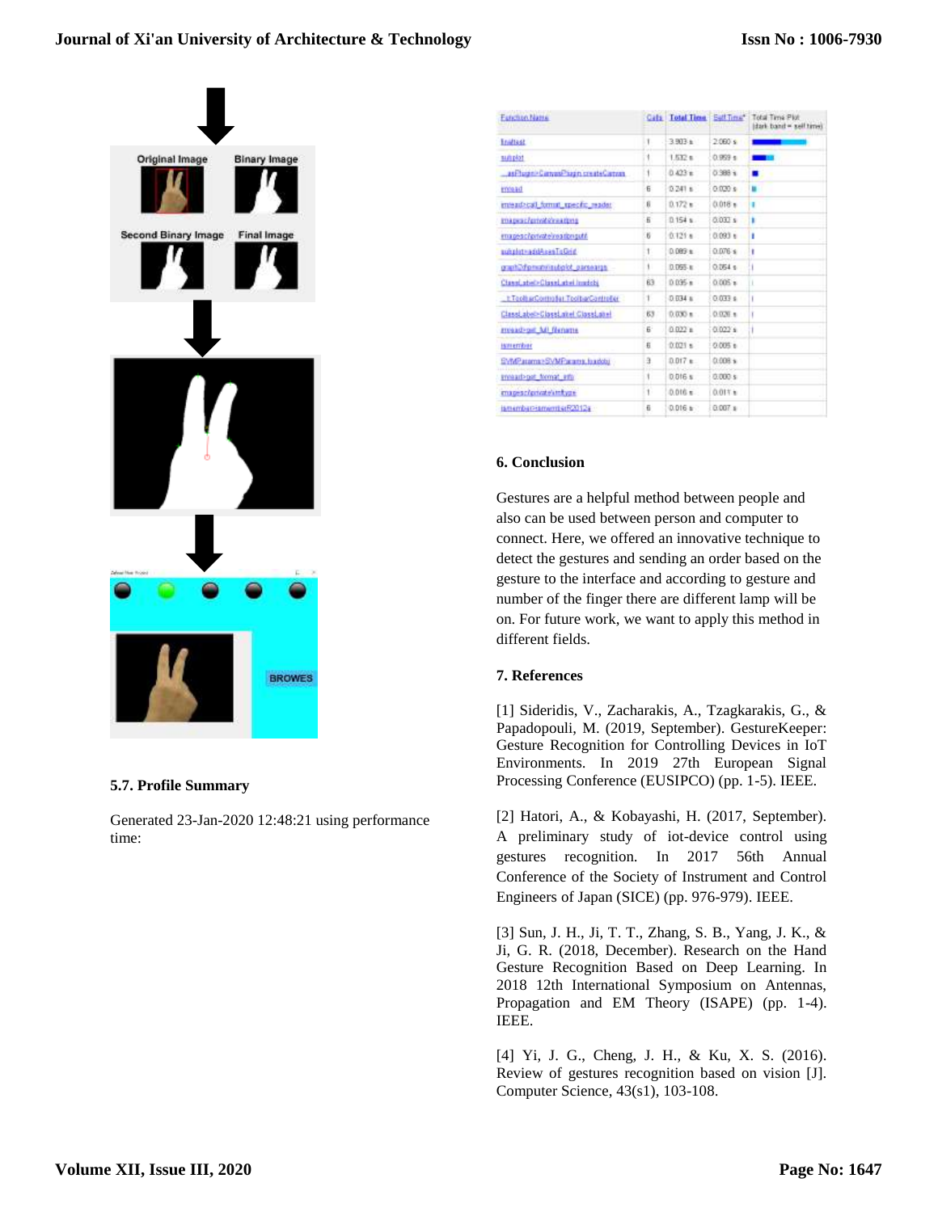### 5.7. Profile Summary

Generated 23-Jan-2020 12:48:21 using performance time:

| Function Name | Calls | Total Time | Self Time* | Total Time Plot (dark band = self time) |
|---|---|---|---|---|
| findfast | 1 | 3.903 s | 2.060 s | |
| subplot | 1 | 1.532 s | 0.959 s | |
| ...asPlugin>CanvasPlugin.createCanvas | 1 | 0.423 s | 0.388 s | |
| imread | 6 | 0.241 s | 0.020 s | |
| imread>call_format_specific_reader | 6 | 0.172 s | 0.018 s | |
| imagesci\private\readpng | 6 | 0.154 s | 0.032 s | |
| imagesci\private\readpngutil | 6 | 0.121 s | 0.093 s | |
| subplot>addAxesToGrid | 1 | 0.089 s | 0.076 s | |
| graph2d\private\subplot_parseargs | 1 | 0.055 s | 0.054 s | |
| ClassLabel>ClassLabel.loadobj | 63 | 0.035 s | 0.005 s | |
| ...t.ToolbarController.ToolbarController | 1 | 0.034 s | 0.033 s | |
| ClassLabel>ClassLabel.ClassLabel | 63 | 0.030 s | 0.026 s | |
| imread>get_full_filename | 6 | 0.022 s | 0.022 s | |
| ismember | 6 | 0.021 s | 0.005 s | |
| SVMParams>SVMParams.loadobj | 3 | 0.017 s | 0.008 s | |
| imread>get_format_info | 1 | 0.016 s | 0.000 s | |
| imagesci\private\imftype | 1 | 0.016 s | 0.011 s | |
| ismember>ismemberR2012a | 6 | 0.016 s | 0.007 s | |

## 6. Conclusion

Gestures are a helpful method between people and also can be used between person and computer to connect. Here, we offered an innovative technique to detect the gestures and sending an order based on the gesture to the interface and according to gesture and number of the finger there are different lamp will be on. For future work, we want to apply this method in different fields.

## 7. References

[1] Sideridis, V., Zacharakis, A., Tzagkarakis, G., & Papadopouli, M. (2019, September). GestureKeeper: Gesture Recognition for Controlling Devices in IoT Environments. In 2019 27th European Signal Processing Conference (EUSIPCO) (pp. 1-5). IEEE.

[2] Hatori, A., & Kobayashi, H. (2017, September). A preliminary study of iot-device control using gestures recognition. In 2017 56th Annual Conference of the Society of Instrument and Control Engineers of Japan (SICE) (pp. 976-979). IEEE.

[3] Sun, J. H., Ji, T. T., Zhang, S. B., Yang, J. K., & Ji, G. R. (2018, December). Research on the Hand Gesture Recognition Based on Deep Learning. In 2018 12th International Symposium on Antennas, Propagation and EM Theory (ISAPE) (pp. 1-4). IEEE.

[4] Yi, J. G., Cheng, J. H., & Ku, X. S. (2016). Review of gestures recognition based on vision [J]. Computer Science, 43(s1), 103-108.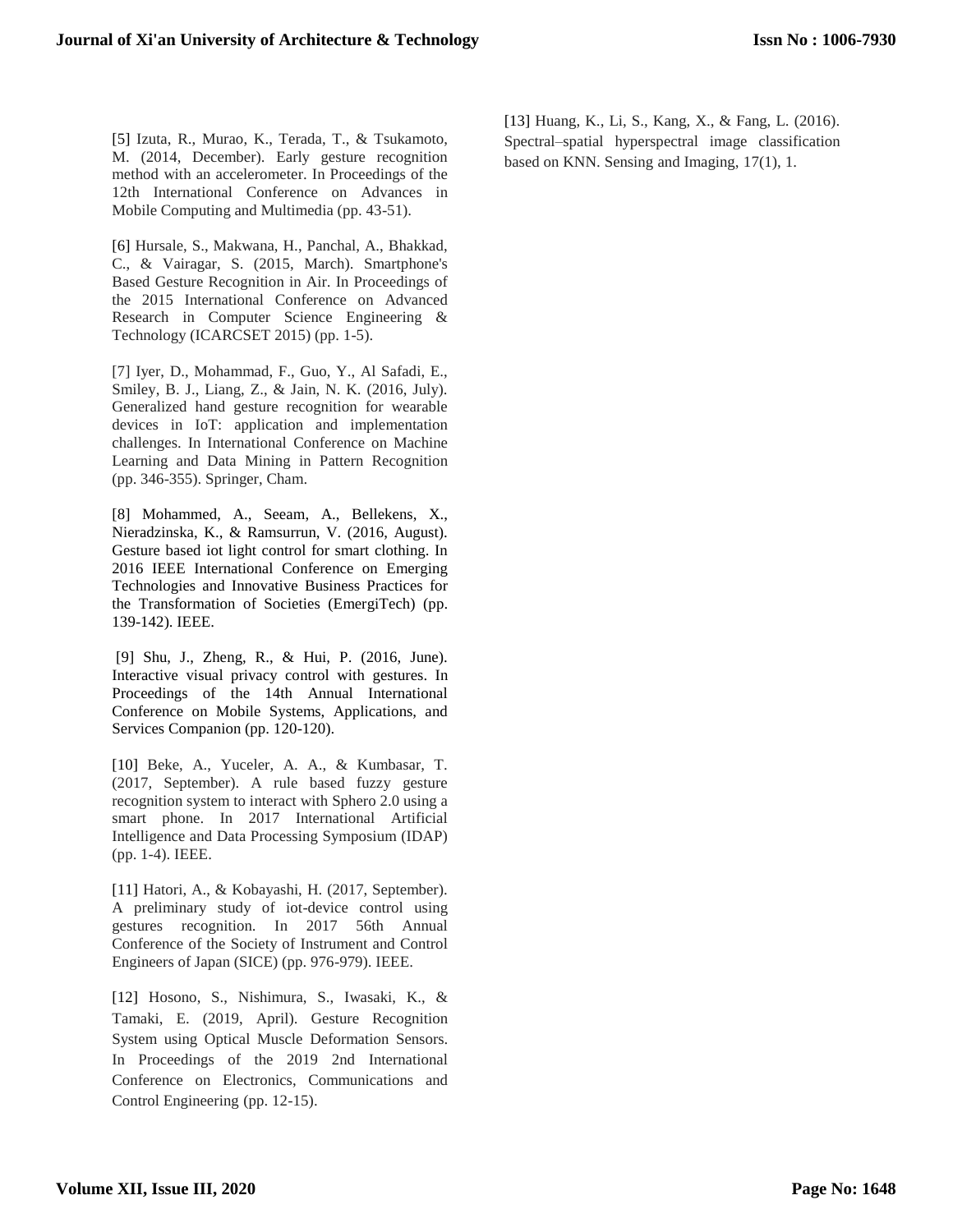[5] Izuta, R., Murao, K., Terada, T., & Tsukamoto, M. (2014, December). Early gesture recognition method with an accelerometer. In Proceedings of the 12th International Conference on Advances in Mobile Computing and Multimedia (pp. 43-51).

[6] Hursale, S., Makwana, H., Panchal, A., Bhakkad, C., & Vairagar, S. (2015, March). Smartphone's Based Gesture Recognition in Air. In Proceedings of the 2015 International Conference on Advanced Research in Computer Science Engineering & Technology (ICARCSET 2015) (pp. 1-5).

[7] Iyer, D., Mohammad, F., Guo, Y., Al Safadi, E., Smiley, B. J., Liang, Z., & Jain, N. K. (2016, July). Generalized hand gesture recognition for wearable devices in IoT: application and implementation challenges. In International Conference on Machine Learning and Data Mining in Pattern Recognition (pp. 346-355). Springer, Cham.

[8] Mohammed, A., Seeam, A., Bellekens, X., Nieradzinska, K., & Ramsurrun, V. (2016, August). Gesture based iot light control for smart clothing. In 2016 IEEE International Conference on Emerging Technologies and Innovative Business Practices for the Transformation of Societies (EmergiTech) (pp. 139-142). IEEE.

[9] Shu, J., Zheng, R., & Hui, P. (2016, June). Interactive visual privacy control with gestures. In Proceedings of the 14th Annual International Conference on Mobile Systems, Applications, and Services Companion (pp. 120-120).

[10] Beke, A., Yuceler, A. A., & Kumbasar, T. (2017, September). A rule based fuzzy gesture recognition system to interact with Sphero 2.0 using a smart phone. In 2017 International Artificial Intelligence and Data Processing Symposium (IDAP) (pp. 1-4). IEEE.

[11] Hatori, A., & Kobayashi, H. (2017, September). A preliminary study of iot-device control using gestures recognition. In 2017 56th Annual Conference of the Society of Instrument and Control Engineers of Japan (SICE) (pp. 976-979). IEEE.

[12] Hosono, S., Nishimura, S., Iwasaki, K., & Tamaki, E. (2019, April). Gesture Recognition System using Optical Muscle Deformation Sensors. In Proceedings of the 2019 2nd International Conference on Electronics, Communications and Control Engineering (pp. 12-15).

[13] Huang, K., Li, S., Kang, X., & Fang, L. (2016). Spectral–spatial hyperspectral image classification based on KNN. Sensing and Imaging, 17(1), 1.